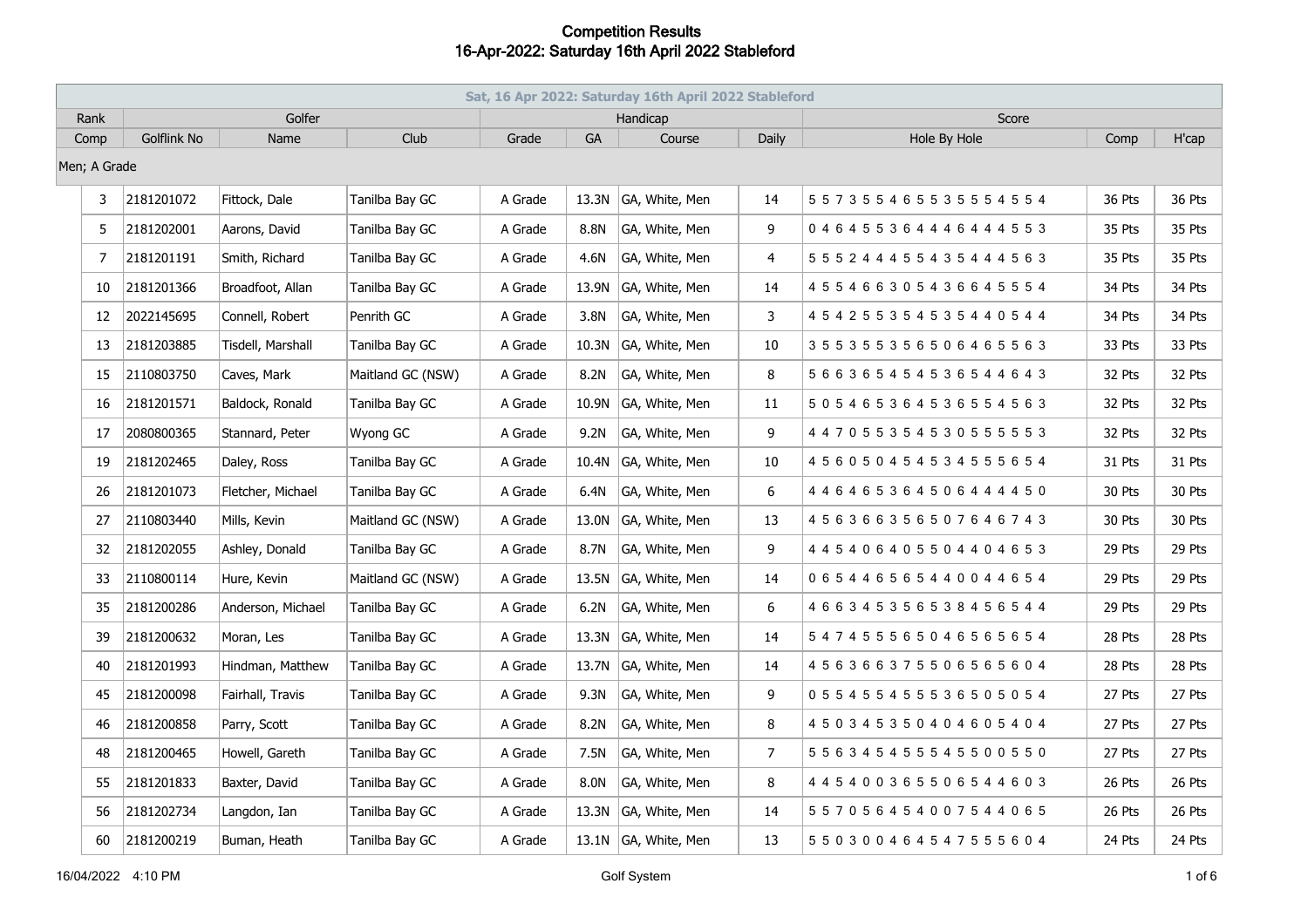# Competition Results
## 16-Apr-2022: Saturday 16th April 2022 Stableford

| Sat, 16 Apr 2022: Saturday 16th April 2022 Stableford | | | | | | | | | | |
|---|---|---|---|---|---|---|---|---|---|---|
| Rank | Golfer | | | Handicap | | | | Score | | |
| Comp | Golflink No | Name | Club | Grade | GA | Course | Daily | Hole By Hole | Comp | H'cap |
| Men; A Grade | | | | | | | | | | |
| 3 | 2181201072 | Fittock, Dale | Tanilba Bay GC | A Grade | 13.3N | GA, White, Men | 14 | 5 5 7 3 5 5 4 6 5 5 3 5 5 5 4 5 5 4 | 36 Pts | 36 Pts |
| 5 | 2181202001 | Aarons, David | Tanilba Bay GC | A Grade | 8.8N | GA, White, Men | 9 | 0 4 6 4 5 5 3 6 4 4 4 6 4 4 4 5 5 3 | 35 Pts | 35 Pts |
| 7 | 2181201191 | Smith, Richard | Tanilba Bay GC | A Grade | 4.6N | GA, White, Men | 4 | 5 5 5 2 4 4 4 5 5 4 3 5 4 4 4 5 6 3 | 35 Pts | 35 Pts |
| 10 | 2181201366 | Broadfoot, Allan | Tanilba Bay GC | A Grade | 13.9N | GA, White, Men | 14 | 4 5 5 4 6 6 3 0 5 4 3 6 6 4 5 5 5 4 | 34 Pts | 34 Pts |
| 12 | 2022145695 | Connell, Robert | Penrith GC | A Grade | 3.8N | GA, White, Men | 3 | 4 5 4 2 5 5 3 5 4 5 3 5 4 4 0 5 4 4 | 34 Pts | 34 Pts |
| 13 | 2181203885 | Tisdell, Marshall | Tanilba Bay GC | A Grade | 10.3N | GA, White, Men | 10 | 3 5 5 3 5 5 3 5 6 5 0 6 4 6 5 5 6 3 | 33 Pts | 33 Pts |
| 15 | 2110803750 | Caves, Mark | Maitland GC (NSW) | A Grade | 8.2N | GA, White, Men | 8 | 5 6 6 3 6 5 4 5 4 5 3 6 5 4 4 6 4 3 | 32 Pts | 32 Pts |
| 16 | 2181201571 | Baldock, Ronald | Tanilba Bay GC | A Grade | 10.9N | GA, White, Men | 11 | 5 0 5 4 6 5 3 6 4 5 3 6 5 5 4 5 6 3 | 32 Pts | 32 Pts |
| 17 | 2080800365 | Stannard, Peter | Wyong GC | A Grade | 9.2N | GA, White, Men | 9 | 4 4 7 0 5 5 3 5 4 5 3 0 5 5 5 5 5 3 | 32 Pts | 32 Pts |
| 19 | 2181202465 | Daley, Ross | Tanilba Bay GC | A Grade | 10.4N | GA, White, Men | 10 | 4 5 6 0 5 0 4 5 4 5 3 4 5 5 5 6 5 4 | 31 Pts | 31 Pts |
| 26 | 2181201073 | Fletcher, Michael | Tanilba Bay GC | A Grade | 6.4N | GA, White, Men | 6 | 4 4 6 4 6 5 3 6 4 5 0 6 4 4 4 4 5 0 | 30 Pts | 30 Pts |
| 27 | 2110803440 | Mills, Kevin | Maitland GC (NSW) | A Grade | 13.0N | GA, White, Men | 13 | 4 5 6 3 6 6 3 5 6 5 0 7 6 4 6 7 4 3 | 30 Pts | 30 Pts |
| 32 | 2181202055 | Ashley, Donald | Tanilba Bay GC | A Grade | 8.7N | GA, White, Men | 9 | 4 4 5 4 0 6 4 0 5 5 0 4 4 0 4 6 5 3 | 29 Pts | 29 Pts |
| 33 | 2110800114 | Hure, Kevin | Maitland GC (NSW) | A Grade | 13.5N | GA, White, Men | 14 | 0 6 5 4 4 6 5 6 5 4 4 0 0 4 4 6 5 4 | 29 Pts | 29 Pts |
| 35 | 2181200286 | Anderson, Michael | Tanilba Bay GC | A Grade | 6.2N | GA, White, Men | 6 | 4 6 6 3 4 5 3 5 6 5 3 8 4 5 6 5 4 4 | 29 Pts | 29 Pts |
| 39 | 2181200632 | Moran, Les | Tanilba Bay GC | A Grade | 13.3N | GA, White, Men | 14 | 5 4 7 4 5 5 5 6 5 0 4 6 5 6 5 6 5 4 | 28 Pts | 28 Pts |
| 40 | 2181201993 | Hindman, Matthew | Tanilba Bay GC | A Grade | 13.7N | GA, White, Men | 14 | 4 5 6 3 6 6 3 7 5 5 0 6 5 6 5 6 0 4 | 28 Pts | 28 Pts |
| 45 | 2181200098 | Fairhall, Travis | Tanilba Bay GC | A Grade | 9.3N | GA, White, Men | 9 | 0 5 5 4 5 5 4 5 5 5 3 6 5 0 5 0 5 4 | 27 Pts | 27 Pts |
| 46 | 2181200858 | Parry, Scott | Tanilba Bay GC | A Grade | 8.2N | GA, White, Men | 8 | 4 5 0 3 4 5 3 5 0 4 0 4 6 0 5 4 0 4 | 27 Pts | 27 Pts |
| 48 | 2181200465 | Howell, Gareth | Tanilba Bay GC | A Grade | 7.5N | GA, White, Men | 7 | 5 5 6 3 4 5 4 5 5 5 4 5 5 0 0 5 5 0 | 27 Pts | 27 Pts |
| 55 | 2181201833 | Baxter, David | Tanilba Bay GC | A Grade | 8.0N | GA, White, Men | 8 | 4 4 5 4 0 0 3 6 5 5 0 6 5 4 4 6 0 3 | 26 Pts | 26 Pts |
| 56 | 2181202734 | Langdon, Ian | Tanilba Bay GC | A Grade | 13.3N | GA, White, Men | 14 | 5 5 7 0 5 6 4 5 4 0 0 7 5 4 4 0 6 5 | 26 Pts | 26 Pts |
| 60 | 2181200219 | Buman, Heath | Tanilba Bay GC | A Grade | 13.1N | GA, White, Men | 13 | 5 5 0 3 0 0 4 6 4 5 4 7 5 5 5 6 0 4 | 24 Pts | 24 Pts |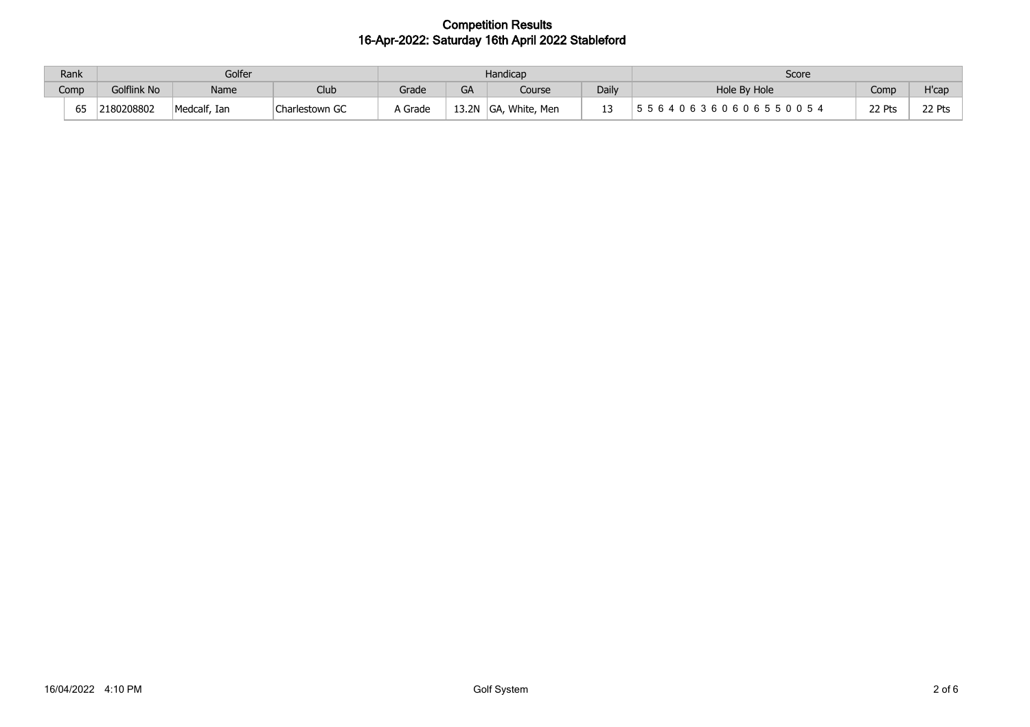# Competition Results

## 16-Apr-2022: Saturday 16th April 2022 Stableford

| Rank | Golfer | | | Handicap | | | | Score | | |
|---|---|---|---|---|---|---|---|---|---|---|
| Comp | Golflink No | Name | Club | Grade | GA | Course | Daily | Hole By Hole | Comp | H'cap |
| 65 | 2180208802 | Medcalf, Ian | Charlestown GC | A Grade | 13.2N | GA, White, Men | 13 | 5 5 6 4 0 6 3 6 0 6 0 6 5 5 0 0 5 4 | 22 Pts | 22 Pts |

16/04/2022 4:10 PM

Golf System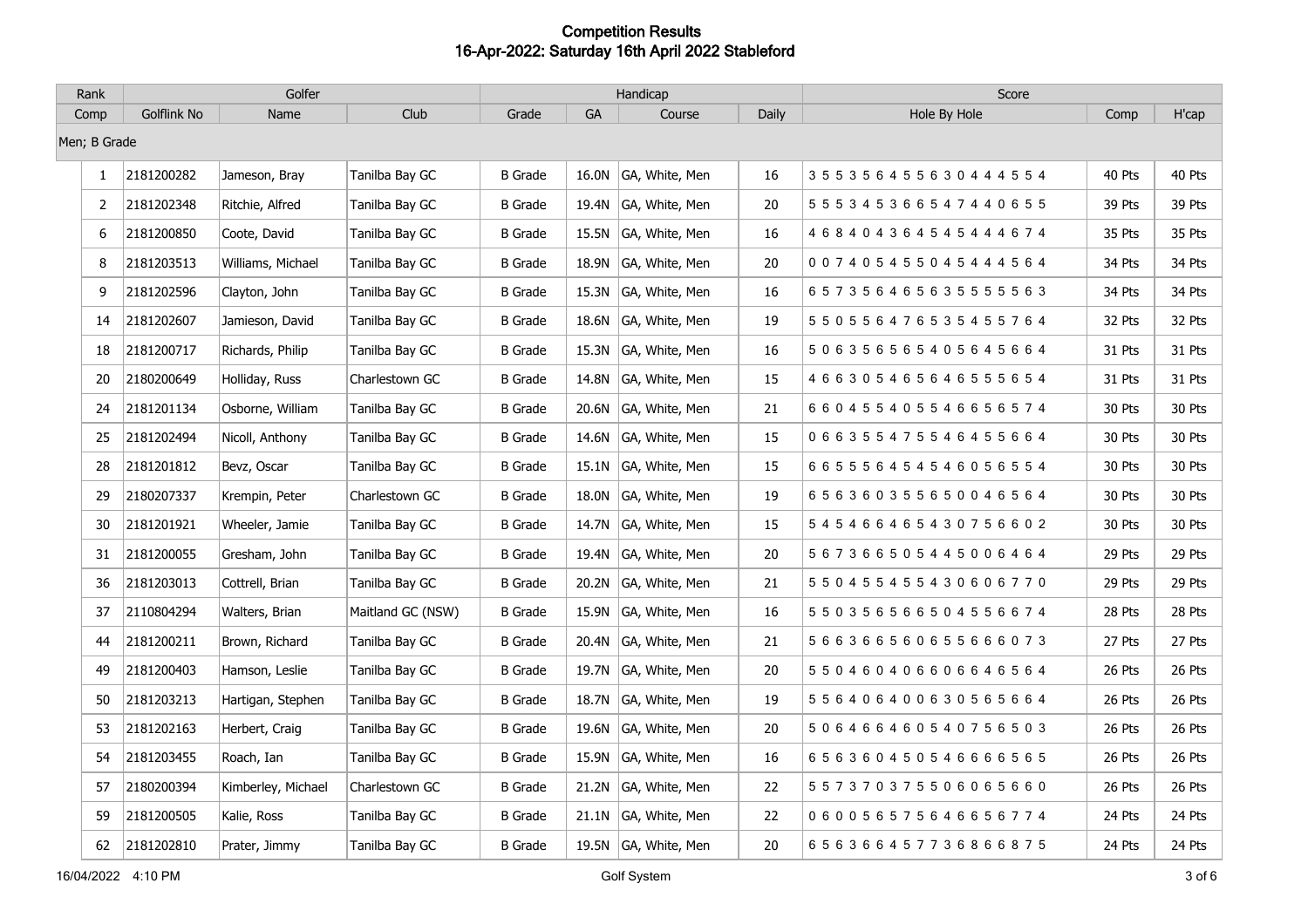# Competition Results

## 16-Apr-2022: Saturday 16th April 2022 Stableford

| Rank | Golfer | | | Handicap | | | | Score | | |
|---|---|---|---|---|---|---|---|---|---|---|
| Comp | Golflink No | Name | Club | Grade | GA | Course | Daily | Hole By Hole | Comp | H'cap |
| Men; B Grade | | | | | | | | | | |
| 1 | 2181200282 | Jameson, Bray | Tanilba Bay GC | B Grade | 16.0N | GA, White, Men | 16 | 3 5 5 3 5 6 4 5 5 6 3 0 4 4 4 5 5 4 | 40 Pts | 40 Pts |
| 2 | 2181202348 | Ritchie, Alfred | Tanilba Bay GC | B Grade | 19.4N | GA, White, Men | 20 | 5 5 5 3 4 5 3 6 6 5 4 7 4 4 0 6 5 5 | 39 Pts | 39 Pts |
| 6 | 2181200850 | Coote, David | Tanilba Bay GC | B Grade | 15.5N | GA, White, Men | 16 | 4 6 8 4 0 4 3 6 4 5 4 5 4 4 4 6 7 4 | 35 Pts | 35 Pts |
| 8 | 2181203513 | Williams, Michael | Tanilba Bay GC | B Grade | 18.9N | GA, White, Men | 20 | 0 0 7 4 0 5 4 5 5 0 4 5 4 4 4 5 6 4 | 34 Pts | 34 Pts |
| 9 | 2181202596 | Clayton, John | Tanilba Bay GC | B Grade | 15.3N | GA, White, Men | 16 | 6 5 7 3 5 6 4 6 5 6 3 5 5 5 5 5 6 3 | 34 Pts | 34 Pts |
| 14 | 2181202607 | Jamieson, David | Tanilba Bay GC | B Grade | 18.6N | GA, White, Men | 19 | 5 5 0 5 5 6 4 7 6 5 3 5 4 5 5 7 6 4 | 32 Pts | 32 Pts |
| 18 | 2181200717 | Richards, Philip | Tanilba Bay GC | B Grade | 15.3N | GA, White, Men | 16 | 5 0 6 3 5 6 5 6 5 4 0 5 6 4 5 6 6 4 | 31 Pts | 31 Pts |
| 20 | 2180200649 | Holliday, Russ | Charlestown GC | B Grade | 14.8N | GA, White, Men | 15 | 4 6 6 3 0 5 4 6 5 6 4 6 5 5 5 6 5 4 | 31 Pts | 31 Pts |
| 24 | 2181201134 | Osborne, William | Tanilba Bay GC | B Grade | 20.6N | GA, White, Men | 21 | 6 6 0 4 5 5 4 0 5 5 4 6 6 5 6 5 7 4 | 30 Pts | 30 Pts |
| 25 | 2181202494 | Nicoll, Anthony | Tanilba Bay GC | B Grade | 14.6N | GA, White, Men | 15 | 0 6 6 3 5 5 4 7 5 5 4 6 4 5 5 6 6 4 | 30 Pts | 30 Pts |
| 28 | 2181201812 | Bevz, Oscar | Tanilba Bay GC | B Grade | 15.1N | GA, White, Men | 15 | 6 6 5 5 5 6 4 5 4 5 4 6 0 5 6 5 5 4 | 30 Pts | 30 Pts |
| 29 | 2180207337 | Krempin, Peter | Charlestown GC | B Grade | 18.0N | GA, White, Men | 19 | 6 5 6 3 6 0 3 5 5 6 5 0 0 4 6 5 6 4 | 30 Pts | 30 Pts |
| 30 | 2181201921 | Wheeler, Jamie | Tanilba Bay GC | B Grade | 14.7N | GA, White, Men | 15 | 5 4 5 4 6 6 4 6 5 4 3 0 7 5 6 6 0 2 | 30 Pts | 30 Pts |
| 31 | 2181200055 | Gresham, John | Tanilba Bay GC | B Grade | 19.4N | GA, White, Men | 20 | 5 6 7 3 6 6 5 0 5 4 4 5 0 0 6 4 6 4 | 29 Pts | 29 Pts |
| 36 | 2181203013 | Cottrell, Brian | Tanilba Bay GC | B Grade | 20.2N | GA, White, Men | 21 | 5 5 0 4 5 5 4 5 5 4 3 0 6 0 6 7 7 0 | 29 Pts | 29 Pts |
| 37 | 2110804294 | Walters, Brian | Maitland GC (NSW) | B Grade | 15.9N | GA, White, Men | 16 | 5 5 0 3 5 6 5 6 6 5 0 4 5 5 6 6 7 4 | 28 Pts | 28 Pts |
| 44 | 2181200211 | Brown, Richard | Tanilba Bay GC | B Grade | 20.4N | GA, White, Men | 21 | 5 6 6 3 6 6 5 6 0 6 5 5 6 6 6 0 7 3 | 27 Pts | 27 Pts |
| 49 | 2181200403 | Hamson, Leslie | Tanilba Bay GC | B Grade | 19.7N | GA, White, Men | 20 | 5 5 0 4 6 0 4 0 6 6 0 6 6 4 6 5 6 4 | 26 Pts | 26 Pts |
| 50 | 2181203213 | Hartigan, Stephen | Tanilba Bay GC | B Grade | 18.7N | GA, White, Men | 19 | 5 5 6 4 0 6 4 0 0 6 3 0 5 6 5 6 6 4 | 26 Pts | 26 Pts |
| 53 | 2181202163 | Herbert, Craig | Tanilba Bay GC | B Grade | 19.6N | GA, White, Men | 20 | 5 0 6 4 6 6 4 6 0 5 4 0 7 5 6 5 0 3 | 26 Pts | 26 Pts |
| 54 | 2181203455 | Roach, Ian | Tanilba Bay GC | B Grade | 15.9N | GA, White, Men | 16 | 6 5 6 3 6 0 4 5 0 5 4 6 6 6 6 5 6 5 | 26 Pts | 26 Pts |
| 57 | 2180200394 | Kimberley, Michael | Charlestown GC | B Grade | 21.2N | GA, White, Men | 22 | 5 5 7 3 7 0 3 7 5 5 0 6 0 6 5 6 6 0 | 26 Pts | 26 Pts |
| 59 | 2181200505 | Kalie, Ross | Tanilba Bay GC | B Grade | 21.1N | GA, White, Men | 22 | 0 6 0 0 5 6 5 7 5 6 4 6 6 5 6 7 7 4 | 24 Pts | 24 Pts |
| 62 | 2181202810 | Prater, Jimmy | Tanilba Bay GC | B Grade | 19.5N | GA, White, Men | 20 | 6 5 6 3 6 6 4 5 7 7 3 6 8 6 6 8 7 5 | 24 Pts | 24 Pts |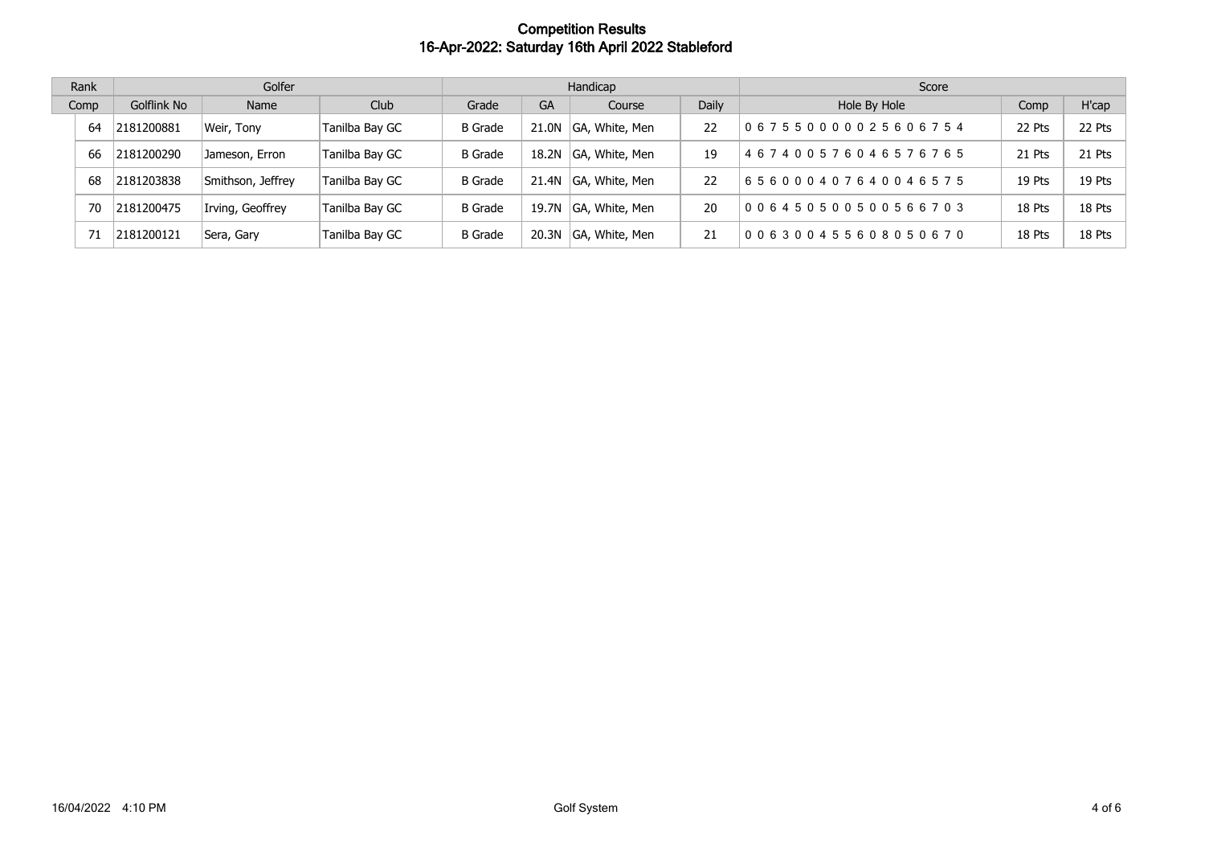# Competition Results
## 16-Apr-2022: Saturday 16th April 2022 Stableford

| Rank | Golfer | | | Handicap | | | | Score | | |
|---|---|---|---|---|---|---|---|---|---|---|
| Comp | Golflink No | Name | Club | Grade | GA | Course | Daily | Hole By Hole | Comp | H'cap |
| 64 | 2181200881 | Weir, Tony | Tanilba Bay GC | B Grade | 21.0N | GA, White, Men | 22 | 0 6 7 5 5 0 0 0 0 0 2 5 6 0 6 7 5 4 | 22 Pts | 22 Pts |
| 66 | 2181200290 | Jameson, Erron | Tanilba Bay GC | B Grade | 18.2N | GA, White, Men | 19 | 4 6 7 4 0 0 5 7 6 0 4 6 5 7 6 7 6 5 | 21 Pts | 21 Pts |
| 68 | 2181203838 | Smithson, Jeffrey | Tanilba Bay GC | B Grade | 21.4N | GA, White, Men | 22 | 6 5 6 0 0 0 4 0 7 6 4 0 0 4 6 5 7 5 | 19 Pts | 19 Pts |
| 70 | 2181200475 | Irving, Geoffrey | Tanilba Bay GC | B Grade | 19.7N | GA, White, Men | 20 | 0 0 6 4 5 0 5 0 0 5 0 0 5 6 6 7 0 3 | 18 Pts | 18 Pts |
| 71 | 2181200121 | Sera, Gary | Tanilba Bay GC | B Grade | 20.3N | GA, White, Men | 21 | 0 0 6 3 0 0 4 5 5 6 0 8 0 5 0 6 7 0 | 18 Pts | 18 Pts |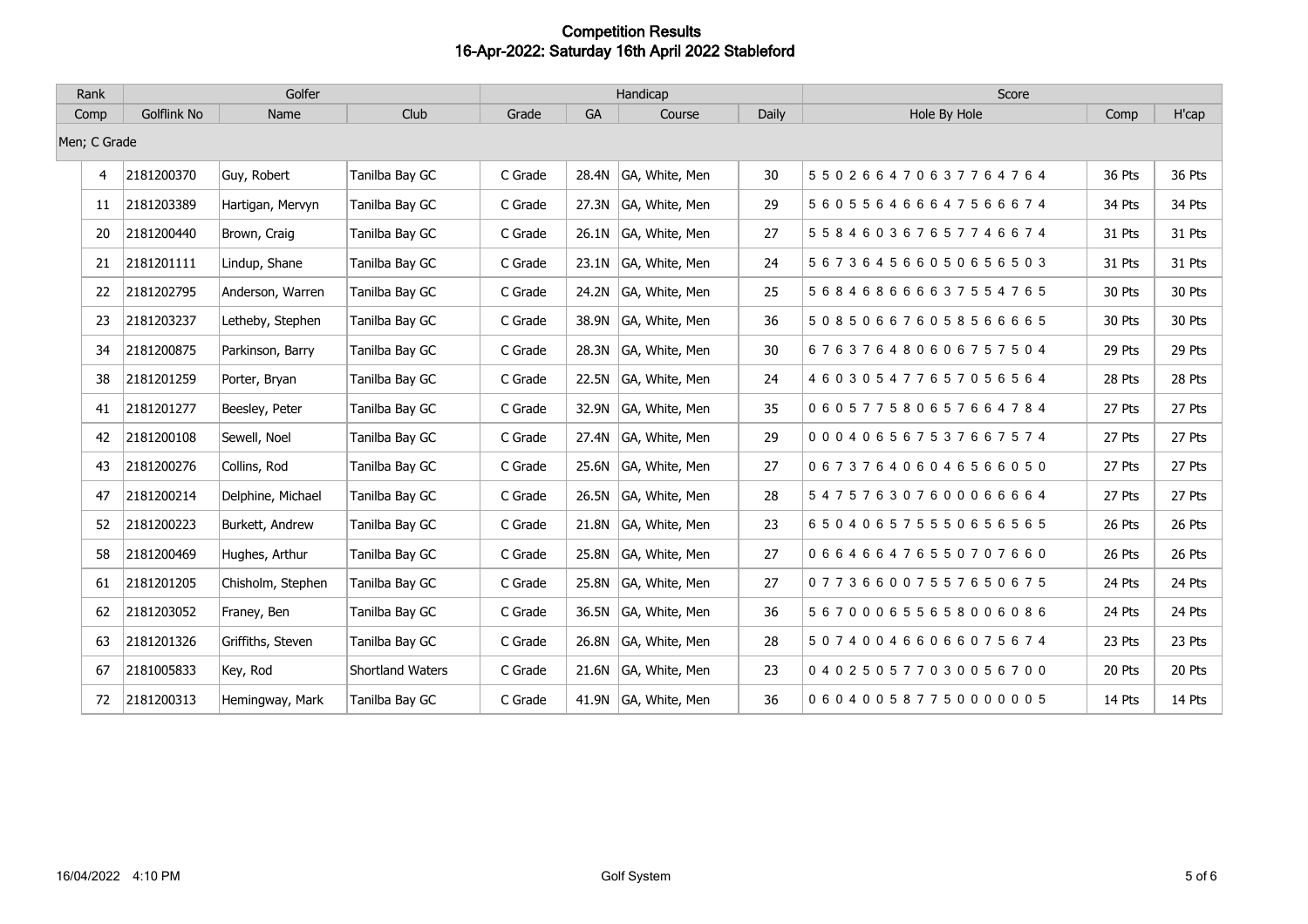# Competition Results
## 16-Apr-2022: Saturday 16th April 2022 Stableford

| Rank | Golfer | | | Handicap | | | | Score | | |
|---|---|---|---|---|---|---|---|---|---|---|
| Comp | Golflink No | Name | Club | Grade | GA | Course | Daily | Hole By Hole | Comp | H'cap |
| Men; C Grade | | | | | | | | | | |
| 4 | 2181200370 | Guy, Robert | Tanilba Bay GC | C Grade | 28.4N | GA, White, Men | 30 | 5 5 0 2 6 6 4 7 0 6 3 7 7 6 4 7 6 4 | 36 Pts | 36 Pts |
| 11 | 2181203389 | Hartigan, Mervyn | Tanilba Bay GC | C Grade | 27.3N | GA, White, Men | 29 | 5 6 0 5 5 6 4 6 6 6 4 7 5 6 6 6 7 4 | 34 Pts | 34 Pts |
| 20 | 2181200440 | Brown, Craig | Tanilba Bay GC | C Grade | 26.1N | GA, White, Men | 27 | 5 5 8 4 6 0 3 6 7 6 5 7 7 4 6 6 7 4 | 31 Pts | 31 Pts |
| 21 | 2181201111 | Lindup, Shane | Tanilba Bay GC | C Grade | 23.1N | GA, White, Men | 24 | 5 6 7 3 6 4 5 6 6 0 5 0 6 5 6 5 0 3 | 31 Pts | 31 Pts |
| 22 | 2181202795 | Anderson, Warren | Tanilba Bay GC | C Grade | 24.2N | GA, White, Men | 25 | 5 6 8 4 6 8 6 6 6 6 3 7 5 5 4 7 6 5 | 30 Pts | 30 Pts |
| 23 | 2181203237 | Letheby, Stephen | Tanilba Bay GC | C Grade | 38.9N | GA, White, Men | 36 | 5 0 8 5 0 6 6 7 6 0 5 8 5 6 6 6 6 5 | 30 Pts | 30 Pts |
| 34 | 2181200875 | Parkinson, Barry | Tanilba Bay GC | C Grade | 28.3N | GA, White, Men | 30 | 6 7 6 3 7 6 4 8 0 6 0 6 7 5 7 5 0 4 | 29 Pts | 29 Pts |
| 38 | 2181201259 | Porter, Bryan | Tanilba Bay GC | C Grade | 22.5N | GA, White, Men | 24 | 4 6 0 3 0 5 4 7 7 6 5 7 0 5 6 5 6 4 | 28 Pts | 28 Pts |
| 41 | 2181201277 | Beesley, Peter | Tanilba Bay GC | C Grade | 32.9N | GA, White, Men | 35 | 0 6 0 5 7 7 5 8 0 6 5 7 6 6 4 7 8 4 | 27 Pts | 27 Pts |
| 42 | 2181200108 | Sewell, Noel | Tanilba Bay GC | C Grade | 27.4N | GA, White, Men | 29 | 0 0 0 4 0 6 5 6 7 5 3 7 6 6 7 5 7 4 | 27 Pts | 27 Pts |
| 43 | 2181200276 | Collins, Rod | Tanilba Bay GC | C Grade | 25.6N | GA, White, Men | 27 | 0 6 7 3 7 6 4 0 6 0 4 6 5 6 6 0 5 0 | 27 Pts | 27 Pts |
| 47 | 2181200214 | Delphine, Michael | Tanilba Bay GC | C Grade | 26.5N | GA, White, Men | 28 | 5 4 7 5 7 6 3 0 7 6 0 0 0 6 6 6 6 4 | 27 Pts | 27 Pts |
| 52 | 2181200223 | Burkett, Andrew | Tanilba Bay GC | C Grade | 21.8N | GA, White, Men | 23 | 6 5 0 4 0 6 5 7 5 5 5 0 6 5 6 5 6 5 | 26 Pts | 26 Pts |
| 58 | 2181200469 | Hughes, Arthur | Tanilba Bay GC | C Grade | 25.8N | GA, White, Men | 27 | 0 6 6 4 6 6 4 7 6 5 5 0 7 0 7 6 6 0 | 26 Pts | 26 Pts |
| 61 | 2181201205 | Chisholm, Stephen | Tanilba Bay GC | C Grade | 25.8N | GA, White, Men | 27 | 0 7 7 3 6 6 0 0 7 5 5 7 6 5 0 6 7 5 | 24 Pts | 24 Pts |
| 62 | 2181203052 | Franey, Ben | Tanilba Bay GC | C Grade | 36.5N | GA, White, Men | 36 | 5 6 7 0 0 0 6 5 5 6 5 8 0 0 6 0 8 6 | 24 Pts | 24 Pts |
| 63 | 2181201326 | Griffiths, Steven | Tanilba Bay GC | C Grade | 26.8N | GA, White, Men | 28 | 5 0 7 4 0 0 4 6 6 0 6 6 0 7 5 6 7 4 | 23 Pts | 23 Pts |
| 67 | 2181005833 | Key, Rod | Shortland Waters | C Grade | 21.6N | GA, White, Men | 23 | 0 4 0 2 5 0 5 7 7 0 3 0 0 5 6 7 0 0 | 20 Pts | 20 Pts |
| 72 | 2181200313 | Hemingway, Mark | Tanilba Bay GC | C Grade | 41.9N | GA, White, Men | 36 | 0 6 0 4 0 0 5 8 7 7 5 0 0 0 0 0 0 5 | 14 Pts | 14 Pts |

16/04/2022 4:10 PM

Golf System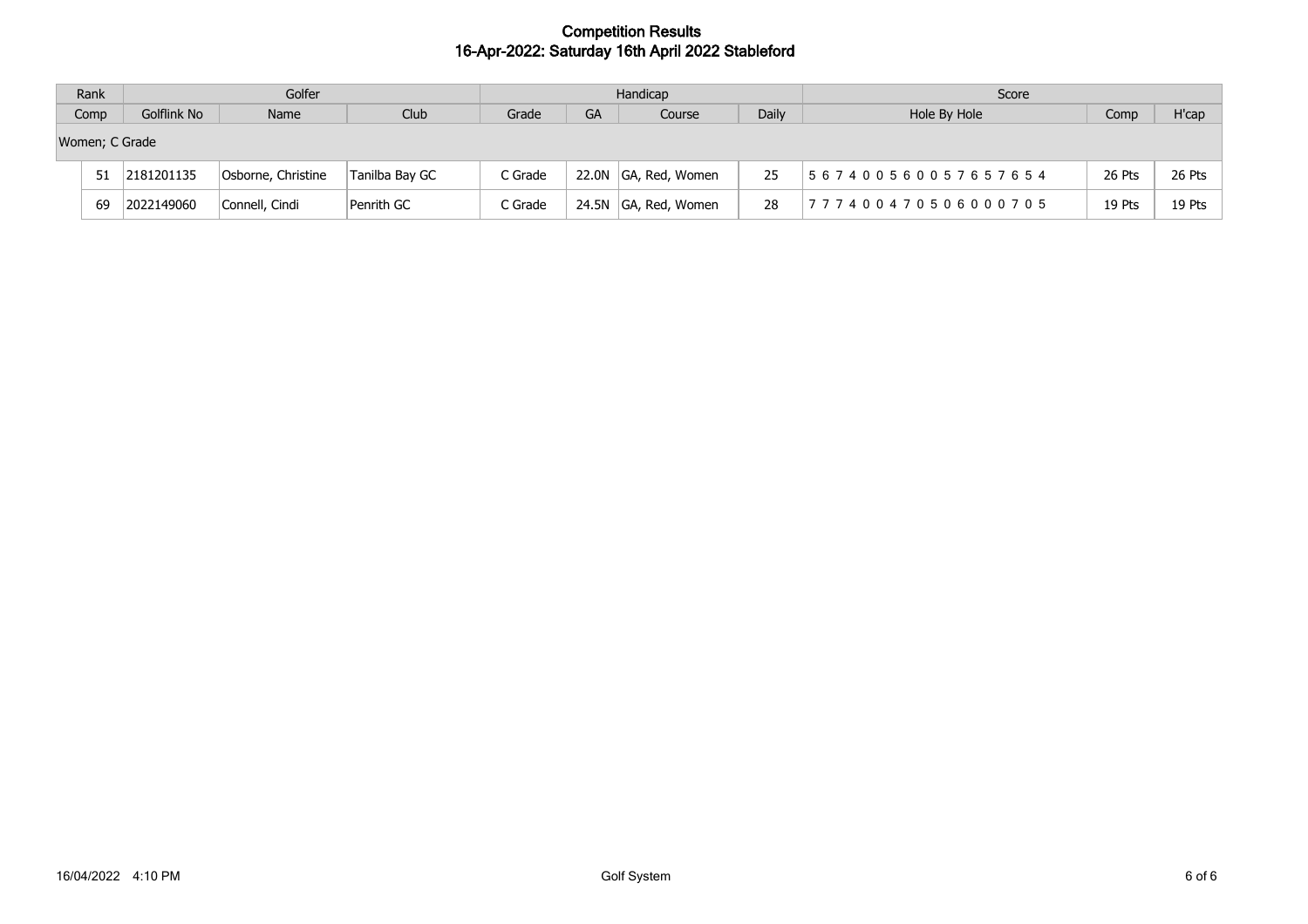# Competition Results
## 16-Apr-2022: Saturday 16th April 2022 Stableford

| Rank | Golfer | | | Handicap | | | | Score | | |
|---|---|---|---|---|---|---|---|---|---|---|
| Comp | Golflink No | Name | Club | Grade | GA | Course | Daily | Hole By Hole | Comp | H'cap |
| Women; C Grade | | | | | | | | | | |
| 51 | 2181201135 | Osborne, Christine | Tanilba Bay GC | C Grade | 22.0N | GA, Red, Women | 25 | 5 6 7 4 0 0 5 6 0 0 5 7 6 5 7 6 5 4 | 26 Pts | 26 Pts |
| 69 | 2022149060 | Connell, Cindi | Penrith GC | C Grade | 24.5N | GA, Red, Women | 28 | 7 7 7 4 0 0 4 7 0 5 0 6 0 0 0 7 0 5 | 19 Pts | 19 Pts |

16/04/2022 4:10 PM

Golf System